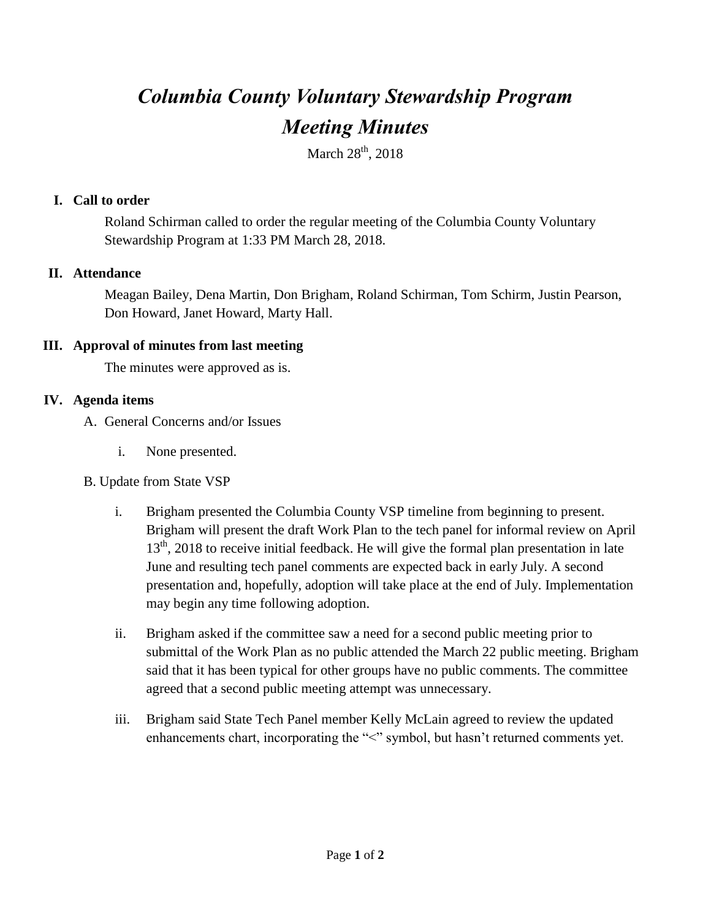# *Columbia County Voluntary Stewardship Program*
# *Meeting Minutes*

March 28th, 2018

## I. Call to order

Roland Schirman called to order the regular meeting of the Columbia County Voluntary Stewardship Program at 1:33 PM March 28, 2018.

## II. Attendance

Meagan Bailey, Dena Martin, Don Brigham, Roland Schirman, Tom Schirm, Justin Pearson, Don Howard, Janet Howard, Marty Hall.

## III. Approval of minutes from last meeting

The minutes were approved as is.

## IV. Agenda items

A. General Concerns and/or Issues

i. None presented.

B. Update from State VSP

i. Brigham presented the Columbia County VSP timeline from beginning to present. Brigham will present the draft Work Plan to the tech panel for informal review on April 13th, 2018 to receive initial feedback. He will give the formal plan presentation in late June and resulting tech panel comments are expected back in early July. A second presentation and, hopefully, adoption will take place at the end of July. Implementation may begin any time following adoption.

ii. Brigham asked if the committee saw a need for a second public meeting prior to submittal of the Work Plan as no public attended the March 22 public meeting. Brigham said that it has been typical for other groups have no public comments. The committee agreed that a second public meeting attempt was unnecessary.

iii. Brigham said State Tech Panel member Kelly McLain agreed to review the updated enhancements chart, incorporating the "<" symbol, but hasn't returned comments yet.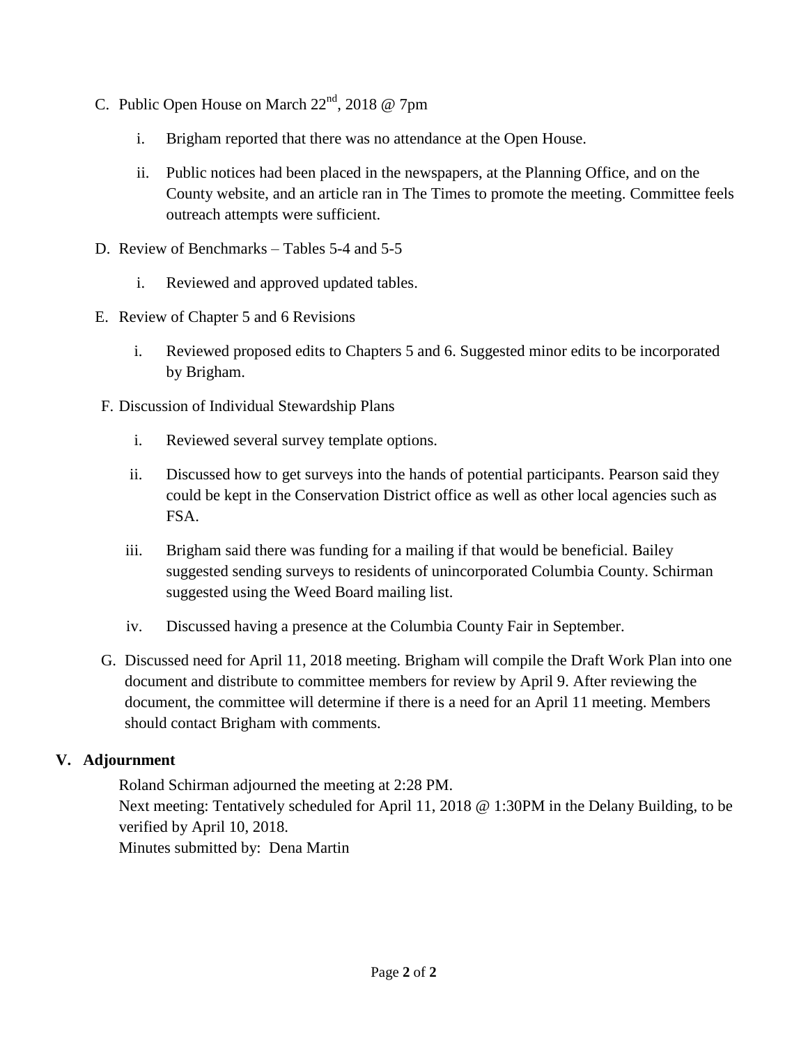C. Public Open House on March 22nd, 2018 @ 7pm

   i. Brigham reported that there was no attendance at the Open House.

   ii. Public notices had been placed in the newspapers, at the Planning Office, and on the County website, and an article ran in The Times to promote the meeting. Committee feels outreach attempts were sufficient.

D. Review of Benchmarks – Tables 5-4 and 5-5

   i. Reviewed and approved updated tables.

E. Review of Chapter 5 and 6 Revisions

   i. Reviewed proposed edits to Chapters 5 and 6. Suggested minor edits to be incorporated by Brigham.

F. Discussion of Individual Stewardship Plans

   i. Reviewed several survey template options.

   ii. Discussed how to get surveys into the hands of potential participants. Pearson said they could be kept in the Conservation District office as well as other local agencies such as FSA.

   iii. Brigham said there was funding for a mailing if that would be beneficial. Bailey suggested sending surveys to residents of unincorporated Columbia County. Schirman suggested using the Weed Board mailing list.

   iv. Discussed having a presence at the Columbia County Fair in September.

G. Discussed need for April 11, 2018 meeting. Brigham will compile the Draft Work Plan into one document and distribute to committee members for review by April 9. After reviewing the document, the committee will determine if there is a need for an April 11 meeting. Members should contact Brigham with comments.

## V. Adjournment

Roland Schirman adjourned the meeting at 2:28 PM.
Next meeting: Tentatively scheduled for April 11, 2018 @ 1:30PM in the Delany Building, to be verified by April 10, 2018.
Minutes submitted by: Dena Martin